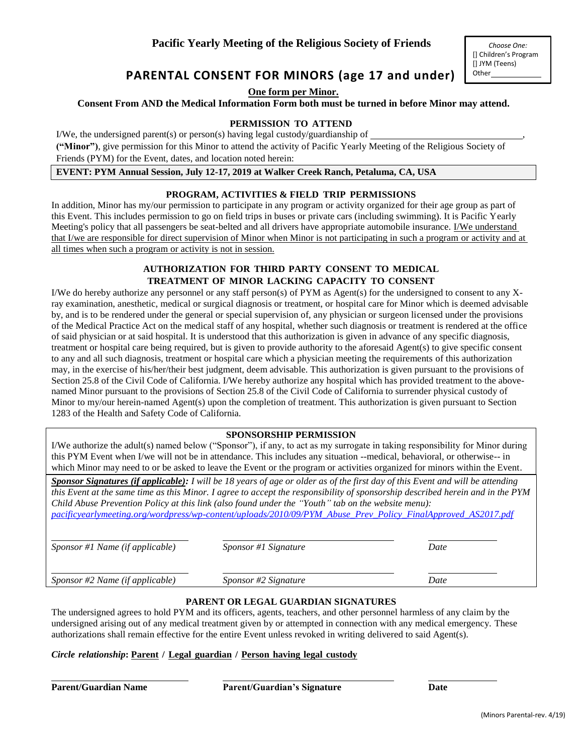# Pacific Yearly Meeting of the Religious Society of Friends

*Choose One:*
[] Children's Program
[] JYM (Teens)
Other____________

## PARENTAL CONSENT FOR MINORS (age 17 and under)

**One form per Minor.**

**Consent From AND the Medical Information Form both must be turned in before Minor may attend.**

### PERMISSION TO ATTEND

I/We, the undersigned parent(s) or person(s) having legal custody/guardianship of ________________________________, **("Minor")**, give permission for this Minor to attend the activity of Pacific Yearly Meeting of the Religious Society of Friends (PYM) for the Event, dates, and location noted herein:

**EVENT: PYM Annual Session, July 12-17, 2019 at Walker Creek Ranch, Petaluma, CA, USA**

### PROGRAM, ACTIVITIES & FIELD TRIP PERMISSIONS

In addition, Minor has my/our permission to participate in any program or activity organized for their age group as part of this Event. This includes permission to go on field trips in buses or private cars (including swimming). It is Pacific Yearly Meeting's policy that all passengers be seat-belted and all drivers have appropriate automobile insurance. I/We understand that I/we are responsible for direct supervision of Minor when Minor is not participating in such a program or activity and at all times when such a program or activity is not in session.

### AUTHORIZATION FOR THIRD PARTY CONSENT TO MEDICAL TREATMENT OF MINOR LACKING CAPACITY TO CONSENT

I/We do hereby authorize any personnel or any staff person(s) of PYM as Agent(s) for the undersigned to consent to any X-ray examination, anesthetic, medical or surgical diagnosis or treatment, or hospital care for Minor which is deemed advisable by, and is to be rendered under the general or special supervision of, any physician or surgeon licensed under the provisions of the Medical Practice Act on the medical staff of any hospital, whether such diagnosis or treatment is rendered at the office of said physician or at said hospital. It is understood that this authorization is given in advance of any specific diagnosis, treatment or hospital care being required, but is given to provide authority to the aforesaid Agent(s) to give specific consent to any and all such diagnosis, treatment or hospital care which a physician meeting the requirements of this authorization may, in the exercise of his/her/their best judgment, deem advisable. This authorization is given pursuant to the provisions of Section 25.8 of the Civil Code of California. I/We hereby authorize any hospital which has provided treatment to the above-named Minor pursuant to the provisions of Section 25.8 of the Civil Code of California to surrender physical custody of Minor to my/our herein-named Agent(s) upon the completion of treatment. This authorization is given pursuant to Section 1283 of the Health and Safety Code of California.

### SPONSORSHIP PERMISSION

I/We authorize the adult(s) named below ("Sponsor"), if any, to act as my surrogate in taking responsibility for Minor during this PYM Event when I/we will not be in attendance. This includes any situation --medical, behavioral, or otherwise-- in which Minor may need to or be asked to leave the Event or the program or activities organized for minors within the Event.

***Sponsor Signatures (if applicable):*** *I will be 18 years of age or older as of the first day of this Event and will be attending this Event at the same time as this Minor. I agree to accept the responsibility of sponsorship described herein and in the PYM Child Abuse Prevention Policy at this link (also found under the "Youth" tab on the website menu):* *pacificyearlymeeting.org/wordpress/wp-content/uploads/2010/09/PYM_Abuse_Prev_Policy_FinalApproved_AS2017.pdf*

| ______________________ | ______________________ | __________ |
|---|---|---|
| *Sponsor #1 Name (if applicable)* | *Sponsor #1 Signature* | *Date* |
| ______________________ | ______________________ | __________ |
| *Sponsor #2 Name (if applicable)* | *Sponsor #2 Signature* | *Date* |

### PARENT OR LEGAL GUARDIAN SIGNATURES

The undersigned agrees to hold PYM and its officers, agents, teachers, and other personnel harmless of any claim by the undersigned arising out of any medical treatment given by or attempted in connection with any medical emergency. These authorizations shall remain effective for the entire Event unless revoked in writing delivered to said Agent(s).

***Circle relationship*: Parent / Legal guardian / Person having legal custody**

| ______________________ | ______________________ | __________ |
|---|---|---|
| **Parent/Guardian Name** | **Parent/Guardian's Signature** | **Date** |

(Minors Parental-rev. 4/19)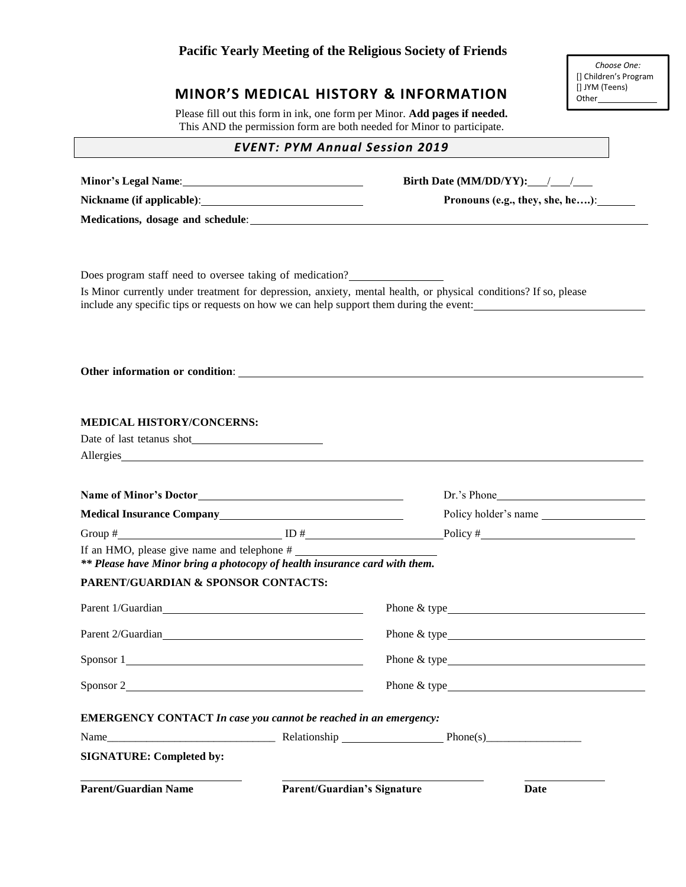**Pacific Yearly Meeting of the Religious Society of Friends**

*Choose One:*
[] Children's Program
[] JYM (Teens)
Other____________

## MINOR'S MEDICAL HISTORY & INFORMATION

Please fill out this form in ink, one form per Minor. **Add pages if needed.**
This AND the permission form are both needed for Minor to participate.

***EVENT: PYM Annual Session 2019***

**Minor's Legal Name**:______________________________ **Birth Date (MM/DD/YY):**___/___/___

**Nickname (if applicable)**:______________________________ **Pronouns (e.g., they, she, he….)**:_______

**Medications, dosage and schedule**:______________________________________________________________

Does program staff need to oversee taking of medication?________________

Is Minor currently under treatment for depression, anxiety, mental health, or physical conditions? If so, please include any specific tips or requests on how we can help support them during the event:______________________________

**Other information or condition**:______________________________________________________________

**MEDICAL HISTORY/CONCERNS:**

Date of last tetanus shot_______________________

Allergies______________________________________________________________________________

**Name of Minor's Doctor**______________________________________ Dr.'s Phone__________________________

**Medical Insurance Company**________________________________ Policy holder's name __________________

Group #____________________________ ID #________________________ Policy #__________________________

If an HMO, please give name and telephone # _________________________

***** Please have Minor bring a photocopy of health insurance card with them.***

**PARENT/GUARDIAN & SPONSOR CONTACTS:**

Parent 1/Guardian__________________________________ Phone & type__________________________________

Parent 2/Guardian__________________________________ Phone & type__________________________________

Sponsor 1__________________________________________ Phone & type__________________________________

Sponsor 2__________________________________________ Phone & type__________________________________

**EMERGENCY CONTACT** ***In case you cannot be reached in an emergency:***

Name______________________________ Relationship __________________ Phone(s)_________________

**SIGNATURE: Completed by:**

____________________________ ____________________________________ ______________

**Parent/Guardian Name** **Parent/Guardian's Signature** **Date**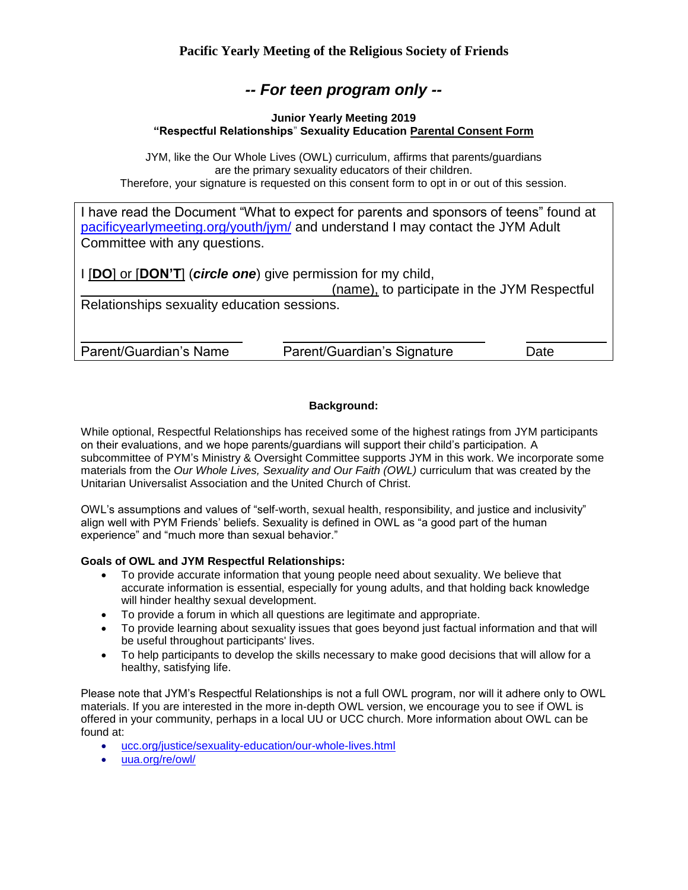**Pacific Yearly Meeting of the Religious Society of Friends**

## *-- For teen program only --*

**Junior Yearly Meeting 2019**
**"Respectful Relationships" Sexuality Education <u>Parental Consent Form</u>**

JYM, like the Our Whole Lives (OWL) curriculum, affirms that parents/guardians are the primary sexuality educators of their children.
Therefore, your signature is requested on this consent form to opt in or out of this session.

I have read the Document "What to expect for parents and sponsors of teens" found at [pacificyearlymeeting.org/youth/jym/](pacificyearlymeeting.org/youth/jym/) and understand I may contact the JYM Adult Committee with any questions.

I [**DO**] or [**DON'T**] (***circle one***) give permission for my child, ______________________________ (name), to participate in the JYM Respectful Relationships sexuality education sessions.

| | | |
|---|---|---|
| ____________________ | ________________________ | __________ |
| Parent/Guardian's Name | Parent/Guardian's Signature | Date |

**Background:**

While optional, Respectful Relationships has received some of the highest ratings from JYM participants on their evaluations, and we hope parents/guardians will support their child's participation. A subcommittee of PYM's Ministry & Oversight Committee supports JYM in this work. We incorporate some materials from the *Our Whole Lives, Sexuality and Our Faith (OWL)* curriculum that was created by the Unitarian Universalist Association and the United Church of Christ.

OWL's assumptions and values of "self-worth, sexual health, responsibility, and justice and inclusivity" align well with PYM Friends' beliefs. Sexuality is defined in OWL as "a good part of the human experience" and "much more than sexual behavior."

**Goals of OWL and JYM Respectful Relationships:**

- To provide accurate information that young people need about sexuality. We believe that accurate information is essential, especially for young adults, and that holding back knowledge will hinder healthy sexual development.
- To provide a forum in which all questions are legitimate and appropriate.
- To provide learning about sexuality issues that goes beyond just factual information and that will be useful throughout participants' lives.
- To help participants to develop the skills necessary to make good decisions that will allow for a healthy, satisfying life.

Please note that JYM's Respectful Relationships is not a full OWL program, nor will it adhere only to OWL materials. If you are interested in the more in-depth OWL version, we encourage you to see if OWL is offered in your community, perhaps in a local UU or UCC church. More information about OWL can be found at:

- [ucc.org/justice/sexuality-education/our-whole-lives.html](ucc.org/justice/sexuality-education/our-whole-lives.html)
- [uua.org/re/owl/](uua.org/re/owl/)